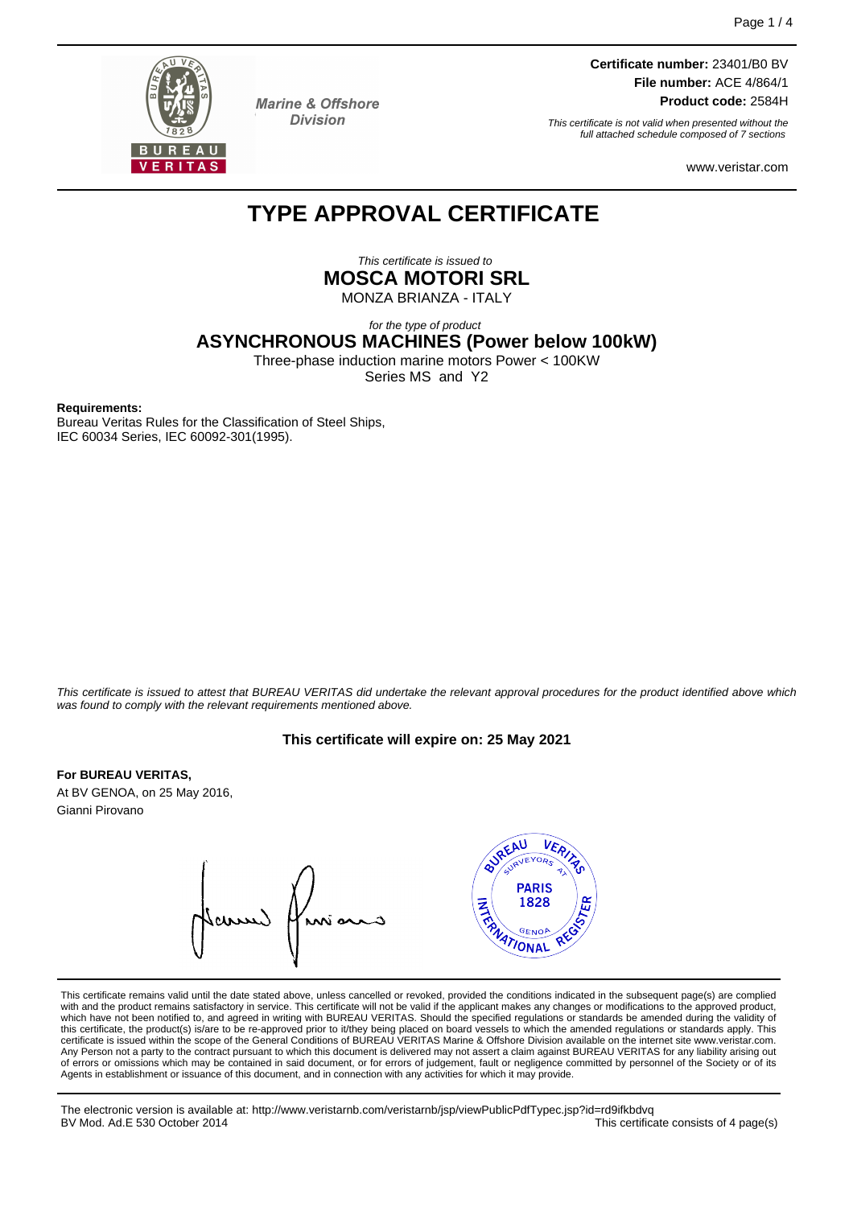Marine & Offshore Division

**Certificate number:** 23401/B0 BV
**File number:** ACE 4/864/1
**Product code:** 2584H

*This certificate is not valid when presented without the full attached schedule composed of 7 sections*

www.veristar.com

# TYPE APPROVAL CERTIFICATE

*This certificate is issued to*

**MOSCA MOTORI SRL**

MONZA BRIANZA - ITALY

*for the type of product*

**ASYNCHRONOUS MACHINES (Power below 100kW)**

Three-phase induction marine motors Power < 100KW

Series MS and Y2

**Requirements:**

Bureau Veritas Rules for the Classification of Steel Ships,
IEC 60034 Series, IEC 60092-301(1995).

*This certificate is issued to attest that BUREAU VERITAS did undertake the relevant approval procedures for the product identified above which was found to comply with the relevant requirements mentioned above.*

**This certificate will expire on: 25 May 2021**

**For BUREAU VERITAS,**
At BV GENOA, on 25 May 2016,
Gianni Pirovano

This certificate remains valid until the date stated above, unless cancelled or revoked, provided the conditions indicated in the subsequent page(s) are complied with and the product remains satisfactory in service. This certificate will not be valid if the applicant makes any changes or modifications to the approved product, which have not been notified to, and agreed in writing with BUREAU VERITAS. Should the specified regulations or standards be amended during the validity of this certificate, the product(s) is/are to be re-approved prior to it/they being placed on board vessels to which the amended regulations or standards apply. This certificate is issued within the scope of the General Conditions of BUREAU VERITAS Marine & Offshore Division available on the internet site www.veristar.com. Any Person not a party to the contract pursuant to which this document is delivered may not assert a claim against BUREAU VERITAS for any liability arising out of errors or omissions which may be contained in said document, or for errors of judgement, fault or negligence committed by personnel of the Society or of its Agents in establishment or issuance of this document, and in connection with any activities for which it may provide.

The electronic version is available at: http://www.veristarnb.com/veristarnb/jsp/viewPublicPdfTypec.jsp?id=rd9ifkbdvq
BV Mod. Ad.E 530 October 2014

This certificate consists of 4 page(s)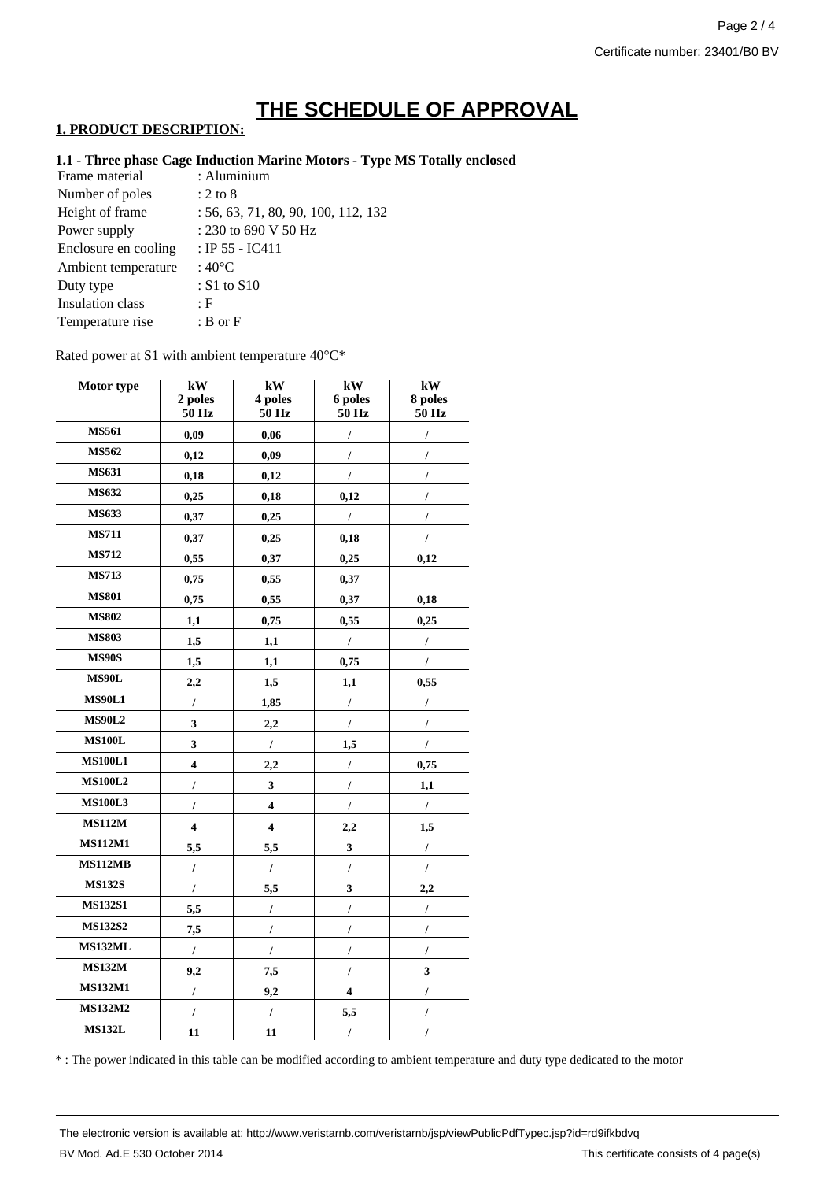# THE SCHEDULE OF APPROVAL

## 1. PRODUCT DESCRIPTION:

### 1.1 - Three phase Cage Induction Marine Motors - Type MS Totally enclosed

| | |
|---|---|
| Frame material | : Aluminium |
| Number of poles | : 2 to 8 |
| Height of frame | : 56, 63, 71, 80, 90, 100, 112, 132 |
| Power supply | : 230 to 690 V 50 Hz |
| Enclosure en cooling | : IP 55 - IC411 |
| Ambient temperature | : 40°C |
| Duty type | : S1 to S10 |
| Insulation class | : F |
| Temperature rise | : B or F |

Rated power at S1 with ambient temperature 40°C*

| Motor type | kW 2 poles 50 Hz | kW 4 poles 50 Hz | kW 6 poles 50 Hz | kW 8 poles 50 Hz |
|---|---|---|---|---|
| MS561 | 0,09 | 0,06 | / | / |
| MS562 | 0,12 | 0,09 | / | / |
| MS631 | 0,18 | 0,12 | / | / |
| MS632 | 0,25 | 0,18 | 0,12 | / |
| MS633 | 0,37 | 0,25 | / | / |
| MS711 | 0,37 | 0,25 | 0,18 | / |
| MS712 | 0,55 | 0,37 | 0,25 | 0,12 |
| MS713 | 0,75 | 0,55 | 0,37 | |
| MS801 | 0,75 | 0,55 | 0,37 | 0,18 |
| MS802 | 1,1 | 0,75 | 0,55 | 0,25 |
| MS803 | 1,5 | 1,1 | / | / |
| MS90S | 1,5 | 1,1 | 0,75 | / |
| MS90L | 2,2 | 1,5 | 1,1 | 0,55 |
| MS90L1 | / | 1,85 | / | / |
| MS90L2 | 3 | 2,2 | / | / |
| MS100L | 3 | / | 1,5 | / |
| MS100L1 | 4 | 2,2 | / | 0,75 |
| MS100L2 | / | 3 | / | 1,1 |
| MS100L3 | / | 4 | / | / |
| MS112M | 4 | 4 | 2,2 | 1,5 |
| MS112M1 | 5,5 | 5,5 | 3 | / |
| MS112MB | / | / | / | / |
| MS132S | / | 5,5 | 3 | 2,2 |
| MS132S1 | 5,5 | / | / | / |
| MS132S2 | 7,5 | / | / | / |
| MS132ML | / | / | / | / |
| MS132M | 9,2 | 7,5 | / | 3 |
| MS132M1 | / | 9,2 | 4 | / |
| MS132M2 | / | / | 5,5 | / |
| MS132L | 11 | 11 | / | / |

* : The power indicated in this table can be modified according to ambient temperature and duty type dedicated to the motor

The electronic version is available at: http://www.veristarnb.com/veristarnb/jsp/viewPublicPdfTypec.jsp?id=rd9ifkbdvq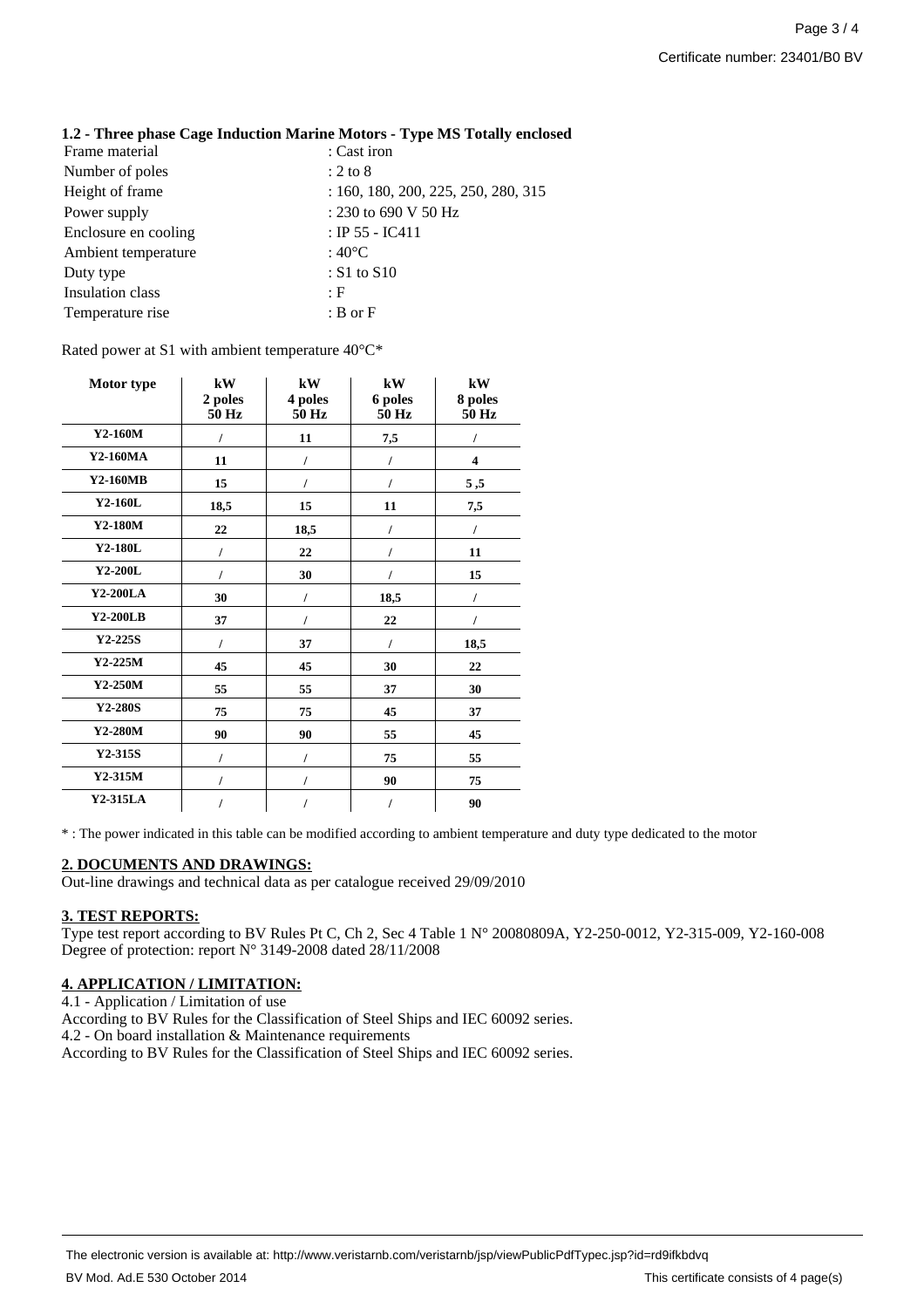### 1.2 - Three phase Cage Induction Marine Motors - Type MS Totally enclosed

| | |
|---|---|
| Frame material | : Cast iron |
| Number of poles | : 2 to 8 |
| Height of frame | : 160, 180, 200, 225, 250, 280, 315 |
| Power supply | : 230 to 690 V 50 Hz |
| Enclosure en cooling | : IP 55 - IC411 |
| Ambient temperature | : 40°C |
| Duty type | : S1 to S10 |
| Insulation class | : F |
| Temperature rise | : B or F |

Rated power at S1 with ambient temperature 40°C*

| Motor type | kW 2 poles 50 Hz | kW 4 poles 50 Hz | kW 6 poles 50 Hz | kW 8 poles 50 Hz |
|---|---|---|---|---|
| Y2-160M | / | 11 | 7,5 | / |
| Y2-160MA | 11 | / | / | 4 |
| Y2-160MB | 15 | / | / | 5 ,5 |
| Y2-160L | 18,5 | 15 | 11 | 7,5 |
| Y2-180M | 22 | 18,5 | / | / |
| Y2-180L | / | 22 | / | 11 |
| Y2-200L | / | 30 | / | 15 |
| Y2-200LA | 30 | / | 18,5 | / |
| Y2-200LB | 37 | / | 22 | / |
| Y2-225S | / | 37 | / | 18,5 |
| Y2-225M | 45 | 45 | 30 | 22 |
| Y2-250M | 55 | 55 | 37 | 30 |
| Y2-280S | 75 | 75 | 45 | 37 |
| Y2-280M | 90 | 90 | 55 | 45 |
| Y2-315S | / | / | 75 | 55 |
| Y2-315M | / | / | 90 | 75 |
| Y2-315LA | / | / | / | 90 |

* : The power indicated in this table can be modified according to ambient temperature and duty type dedicated to the motor

## 2. DOCUMENTS AND DRAWINGS:

Out-line drawings and technical data as per catalogue received 29/09/2010

## 3. TEST REPORTS:

Type test report according to BV Rules Pt C, Ch 2, Sec 4 Table 1 N° 20080809A, Y2-250-0012, Y2-315-009, Y2-160-008
Degree of protection: report N° 3149-2008 dated 28/11/2008

## 4. APPLICATION / LIMITATION:

4.1 - Application / Limitation of use
According to BV Rules for the Classification of Steel Ships and IEC 60092 series.
4.2 - On board installation & Maintenance requirements
According to BV Rules for the Classification of Steel Ships and IEC 60092 series.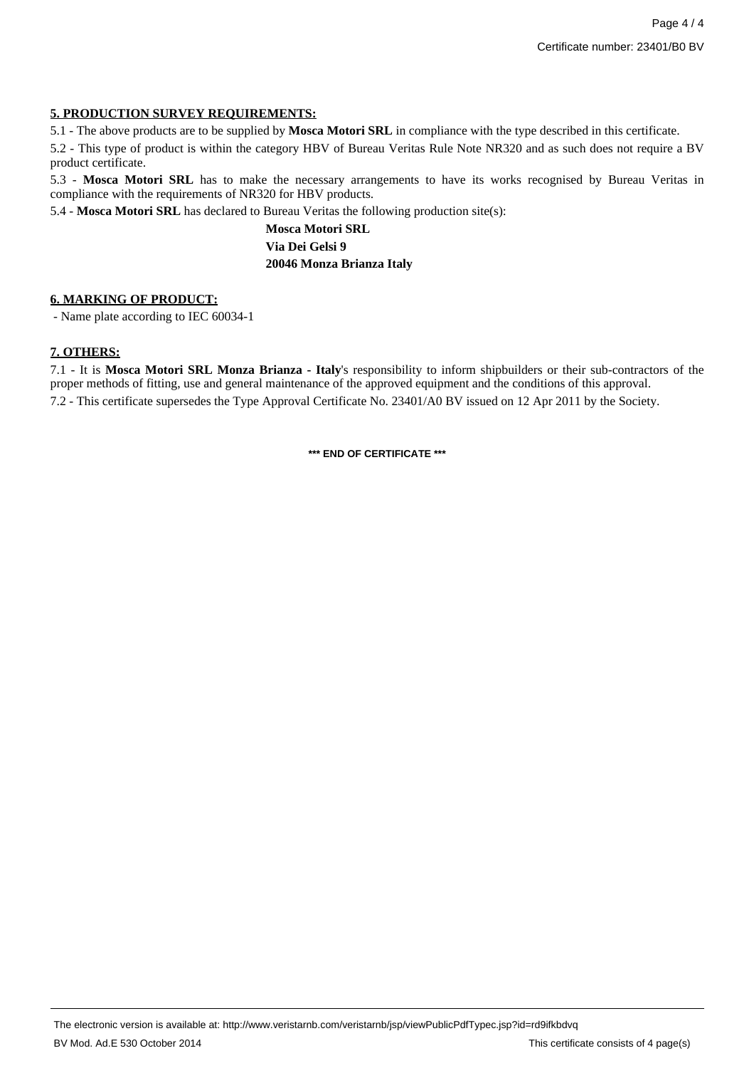## 5. PRODUCTION SURVEY REQUIREMENTS:

5.1 - The above products are to be supplied by **Mosca Motori SRL** in compliance with the type described in this certificate.

5.2 - This type of product is within the category HBV of Bureau Veritas Rule Note NR320 and as such does not require a BV product certificate.

5.3 - **Mosca Motori SRL** has to make the necessary arrangements to have its works recognised by Bureau Veritas in compliance with the requirements of NR320 for HBV products.

5.4 - **Mosca Motori SRL** has declared to Bureau Veritas the following production site(s):

**Mosca Motori SRL**
**Via Dei Gelsi 9**
**20046 Monza Brianza Italy**

## 6. MARKING OF PRODUCT:

- Name plate according to IEC 60034-1

## 7. OTHERS:

7.1 - It is **Mosca Motori SRL Monza Brianza - Italy**'s responsibility to inform shipbuilders or their sub-contractors of the proper methods of fitting, use and general maintenance of the approved equipment and the conditions of this approval.

7.2 - This certificate supersedes the Type Approval Certificate No. 23401/A0 BV issued on 12 Apr 2011 by the Society.

**\*\*\* END OF CERTIFICATE \*\*\***